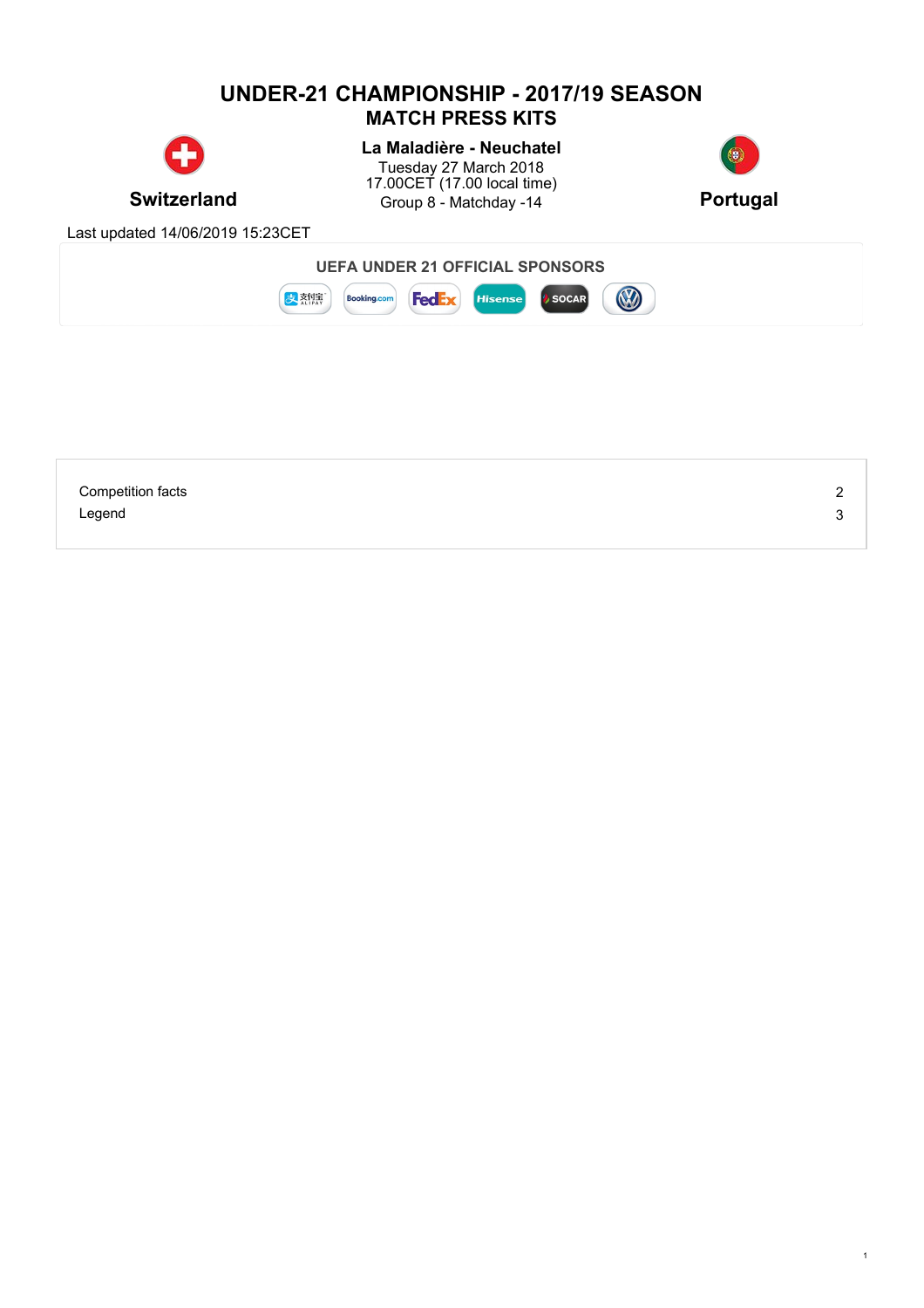# UNDER-21 CHAMPIONSHIP - 2017/19 SEASON

## MATCH PRESS KITS

**Switzerland**

**La Maladière - Neuchatel**
Tuesday 27 March 2018
17.00CET (17.00 local time)
Group 8 - Matchday -14

**Portugal**

Last updated 14/06/2019 15:23CET

**UEFA UNDER 21 OFFICIAL SPONSORS**

| | |
|---|---|
| Competition facts | 2 |
| Legend | 3 |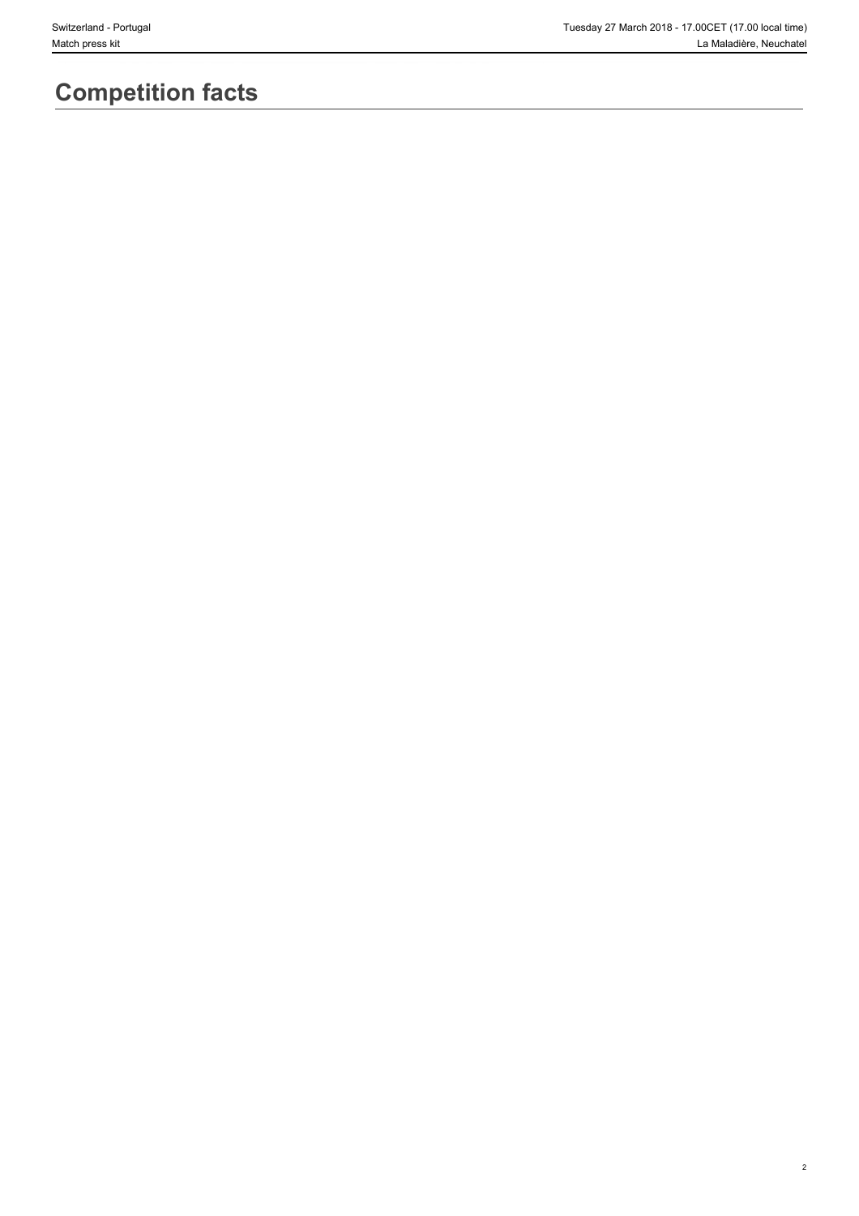# Competition facts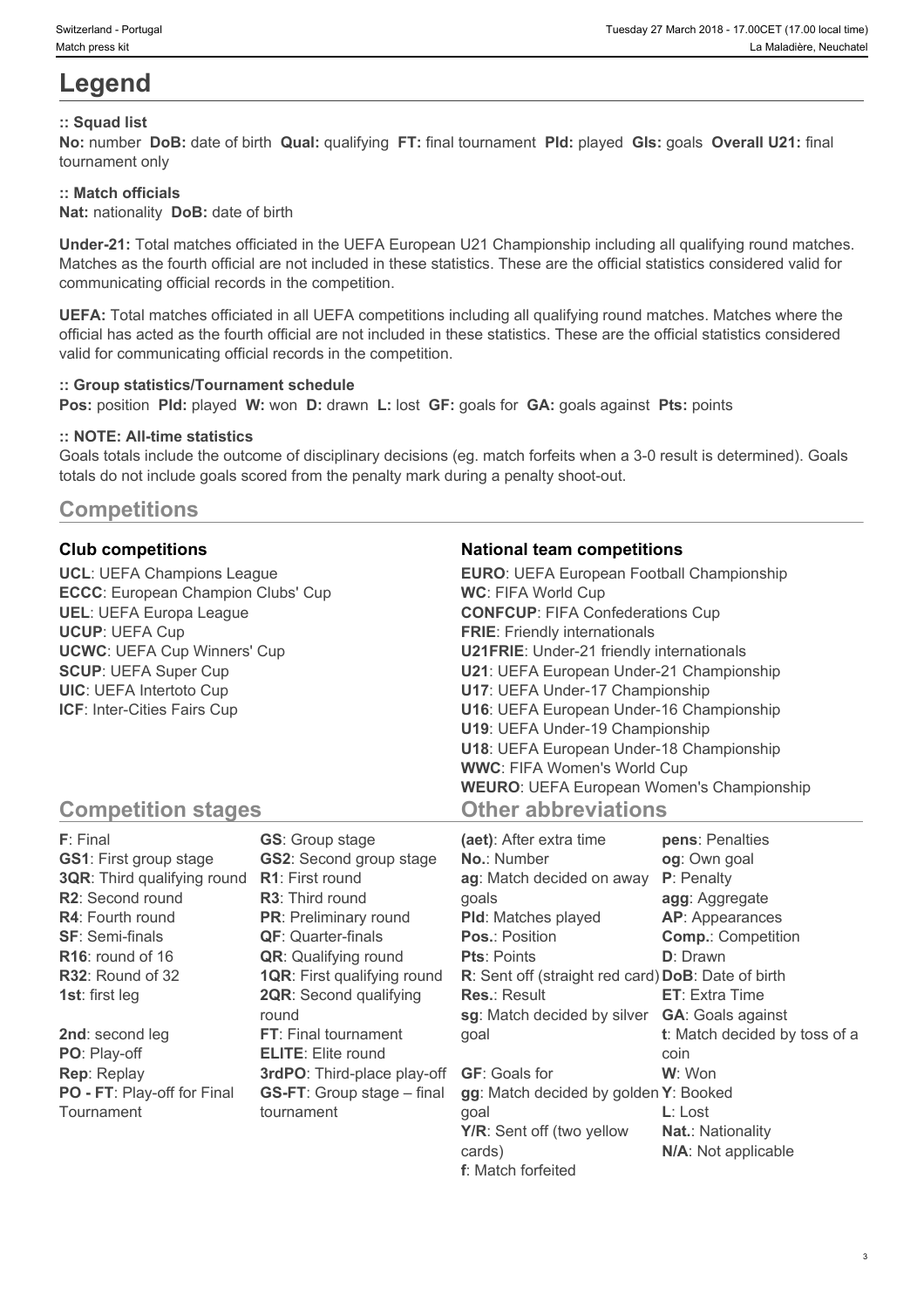# Legend

### :: Squad list

**No:** number **DoB:** date of birth **Qual:** qualifying **FT:** final tournament **Pld:** played **Gls:** goals **Overall U21:** final tournament only

### :: Match officials

**Nat:** nationality **DoB:** date of birth

**Under-21:** Total matches officiated in the UEFA European U21 Championship including all qualifying round matches. Matches as the fourth official are not included in these statistics. These are the official statistics considered valid for communicating official records in the competition.

**UEFA:** Total matches officiated in all UEFA competitions including all qualifying round matches. Matches where the official has acted as the fourth official are not included in these statistics. These are the official statistics considered valid for communicating official records in the competition.

### :: Group statistics/Tournament schedule

**Pos:** position **Pld:** played **W:** won **D:** drawn **L:** lost **GF:** goals for **GA:** goals against **Pts:** points

### :: NOTE: All-time statistics

Goals totals include the outcome of disciplinary decisions (eg. match forfeits when a 3-0 result is determined). Goals totals do not include goals scored from the penalty mark during a penalty shoot-out.

## Competitions

### Club competitions

**UCL**: UEFA Champions League
**ECCC**: European Champion Clubs' Cup
**UEL**: UEFA Europa League
**UCUP**: UEFA Cup
**UCWC**: UEFA Cup Winners' Cup
**SCUP**: UEFA Super Cup
**UIC**: UEFA Intertoto Cup
**ICF**: Inter-Cities Fairs Cup

### National team competitions

**EURO**: UEFA European Football Championship
**WC**: FIFA World Cup
**CONFCUP**: FIFA Confederations Cup
**FRIE**: Friendly internationals
**U21FRIE**: Under-21 friendly internationals
**U21**: UEFA European Under-21 Championship
**U17**: UEFA Under-17 Championship
**U16**: UEFA European Under-16 Championship
**U19**: UEFA Under-19 Championship
**U18**: UEFA European Under-18 Championship
**WWC**: FIFA Women's World Cup
**WEURO**: UEFA European Women's Championship

## Competition stages

**F**: Final
**GS1**: First group stage
**3QR**: Third qualifying round
**R2**: Second round
**R4**: Fourth round
**SF**: Semi-finals
**R16**: round of 16
**R32**: Round of 32
**1st**: first leg
**2nd**: second leg
**PO**: Play-off
**Rep**: Replay
**PO - FT**: Play-off for Final Tournament
**GS**: Group stage
**GS2**: Second group stage
**R1**: First round
**R3**: Third round
**PR**: Preliminary round
**QF**: Quarter-finals
**QR**: Qualifying round
**1QR**: First qualifying round
**2QR**: Second qualifying round
**FT**: Final tournament
**ELITE**: Elite round
**3rdPO**: Third-place play-off
**GS-FT**: Group stage – final tournament

## Other abbreviations

**(aet)**: After extra time
**No.**: Number
**ag**: Match decided on away goals
**Pld**: Matches played
**Pos.**: Position
**Pts**: Points
**R**: Sent off (straight red card)
**Res.**: Result
**sg**: Match decided by silver goal
**GF**: Goals for
**gg**: Match decided by golden goal
**Y/R**: Sent off (two yellow cards)
**f**: Match forfeited
**pens**: Penalties
**og**: Own goal
**P**: Penalty
**agg**: Aggregate
**AP**: Appearances
**Comp.**: Competition
**D**: Drawn
**DoB**: Date of birth
**ET**: Extra Time
**GA**: Goals against
**t**: Match decided by toss of a coin
**W**: Won
**Y**: Booked
**L**: Lost
**Nat.**: Nationality
**N/A**: Not applicable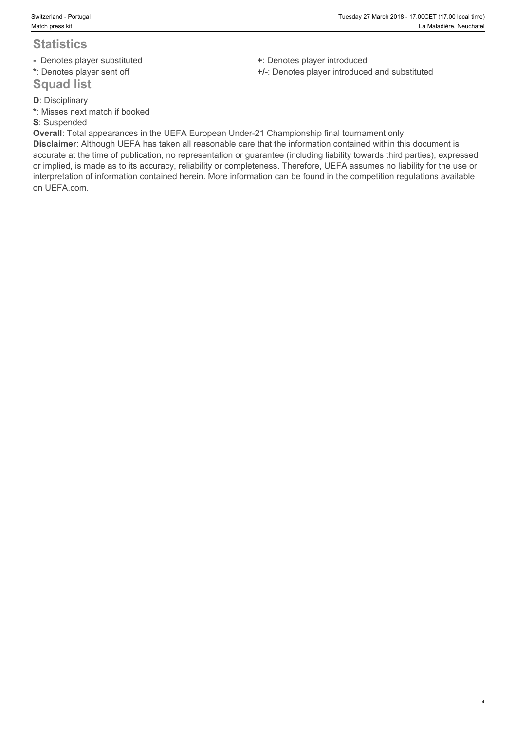## Statistics

**-**: Denotes player substituted

**+**: Denotes player introduced

*****: Denotes player sent off

**+/-**: Denotes player introduced and substituted

## Squad list

**D**: Disciplinary

*****: Misses next match if booked

**S**: Suspended

**Overall**: Total appearances in the UEFA European Under-21 Championship final tournament only

**Disclaimer**: Although UEFA has taken all reasonable care that the information contained within this document is accurate at the time of publication, no representation or guarantee (including liability towards third parties), expressed or implied, is made as to its accuracy, reliability or completeness. Therefore, UEFA assumes no liability for the use or interpretation of information contained herein. More information can be found in the competition regulations available on UEFA.com.